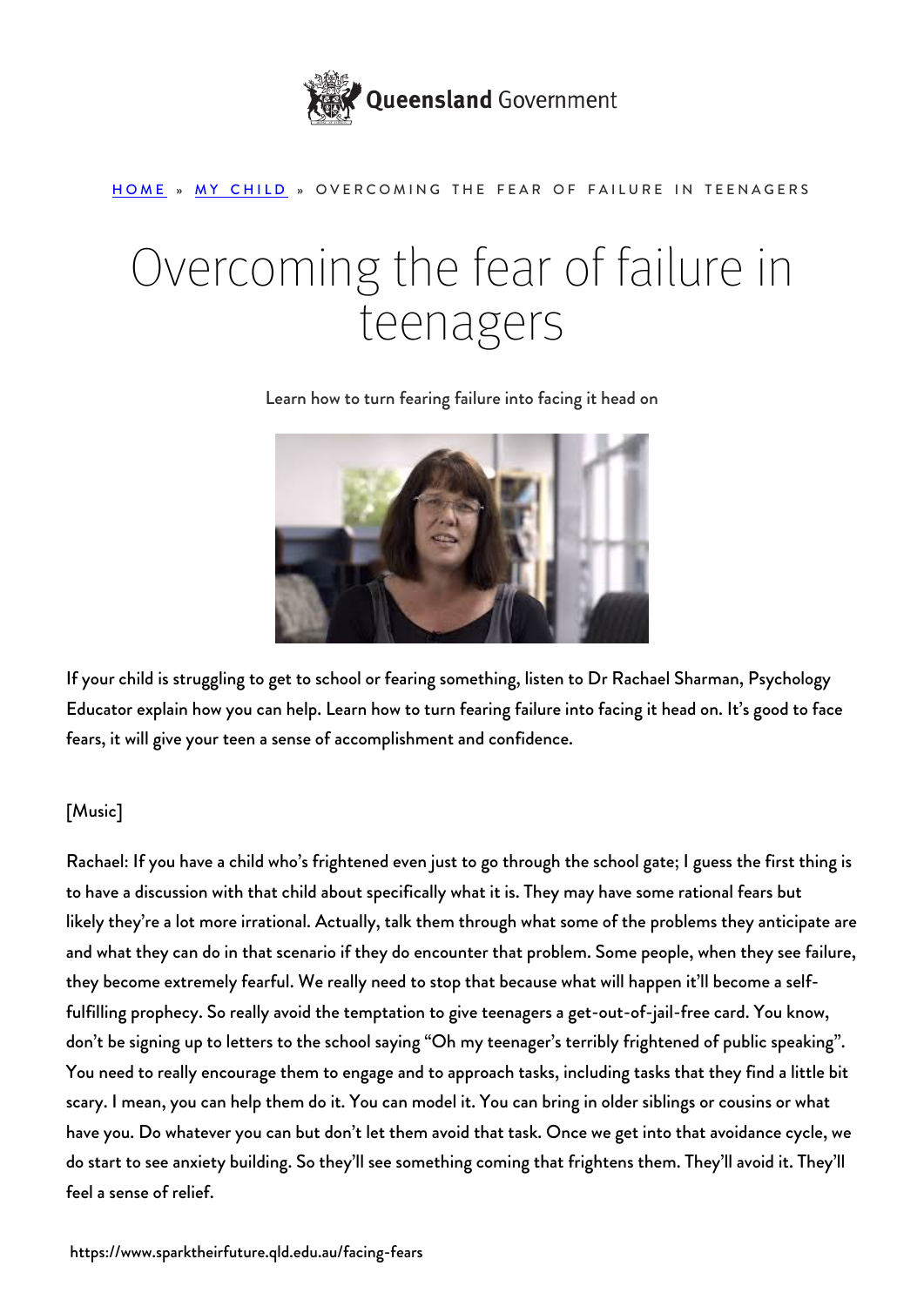HOME » MY CHILD » OVERCOMING THE FEAR OF FAILURE IN TEENAGERS

# Overcoming the fear of failure in teenagers

Learn how to turn fearing failure into facing it head on

If your child is struggling to get to school or fearing something, listen to Dr Rachael Sharman, Psychology Educator explain how you can help. Learn how to turn fearing failure into facing it head on. It's good to face fears, it will give your teen a sense of accomplishment and confidence.

[Music]

Rachael: If you have a child who's frightened even just to go through the school gate; I guess the first thing is to have a discussion with that child about specifically what it is. They may have some rational fears but likely they're a lot more irrational. Actually, talk them through what some of the problems they anticipate are and what they can do in that scenario if they do encounter that problem. Some people, when they see failure, they become extremely fearful. We really need to stop that because what will happen it'll become a self-fulfilling prophecy. So really avoid the temptation to give teenagers a get-out-of-jail-free card. You know, don't be signing up to letters to the school saying "Oh my teenager's terribly frightened of public speaking". You need to really encourage them to engage and to approach tasks, including tasks that they find a little bit scary. I mean, you can help them do it. You can model it. You can bring in older siblings or cousins or what have you. Do whatever you can but don't let them avoid that task. Once we get into that avoidance cycle, we do start to see anxiety building. So they'll see something coming that frightens them. They'll avoid it. They'll feel a sense of relief.

https://www.sparktheirfuture.qld.edu.au/facing-fears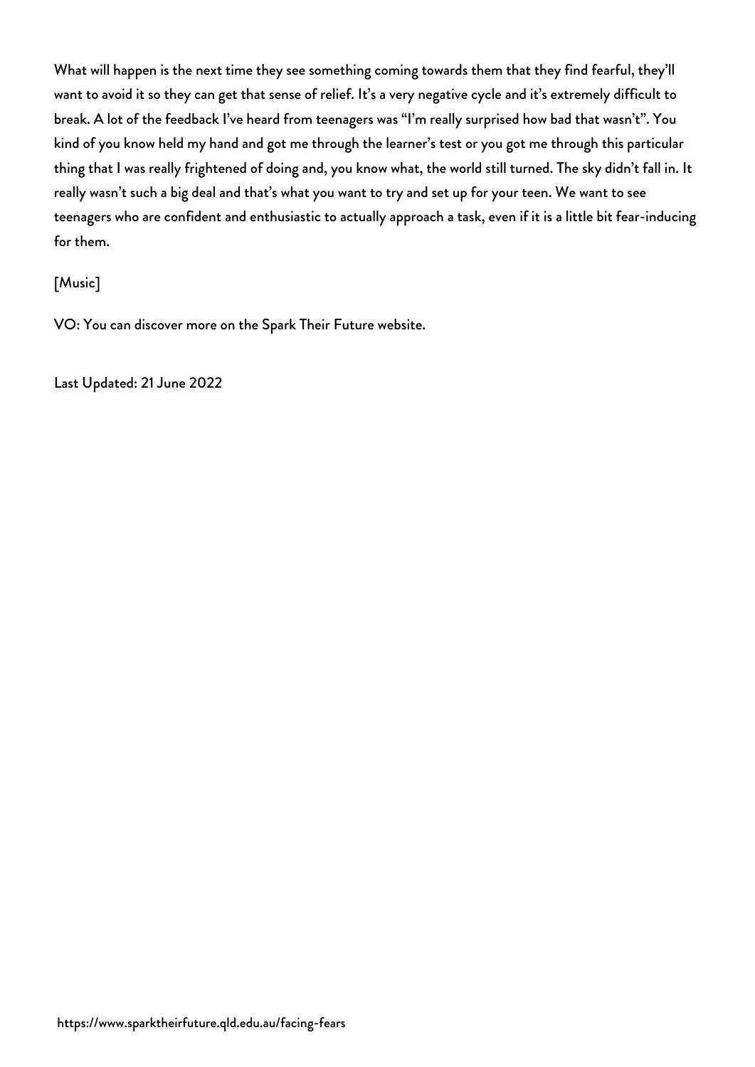What will happen is the next time they see something coming towards them that they find fearful, they'll want to avoid it so they can get that sense of relief. It's a very negative cycle and it's extremely difficult to break. A lot of the feedback I've heard from teenagers was "I'm really surprised how bad that wasn't". You kind of you know held my hand and got me through the learner's test or you got me through this particular thing that I was really frightened of doing and, you know what, the world still turned. The sky didn't fall in. It really wasn't such a big deal and that's what you want to try and set up for your teen. We want to see teenagers who are confident and enthusiastic to actually approach a task, even if it is a little bit fear-inducing for them.

[Music]

VO: You can discover more on the Spark Their Future website.

Last Updated: 21 June 2022

https://www.sparktheirfuture.qld.edu.au/facing-fears